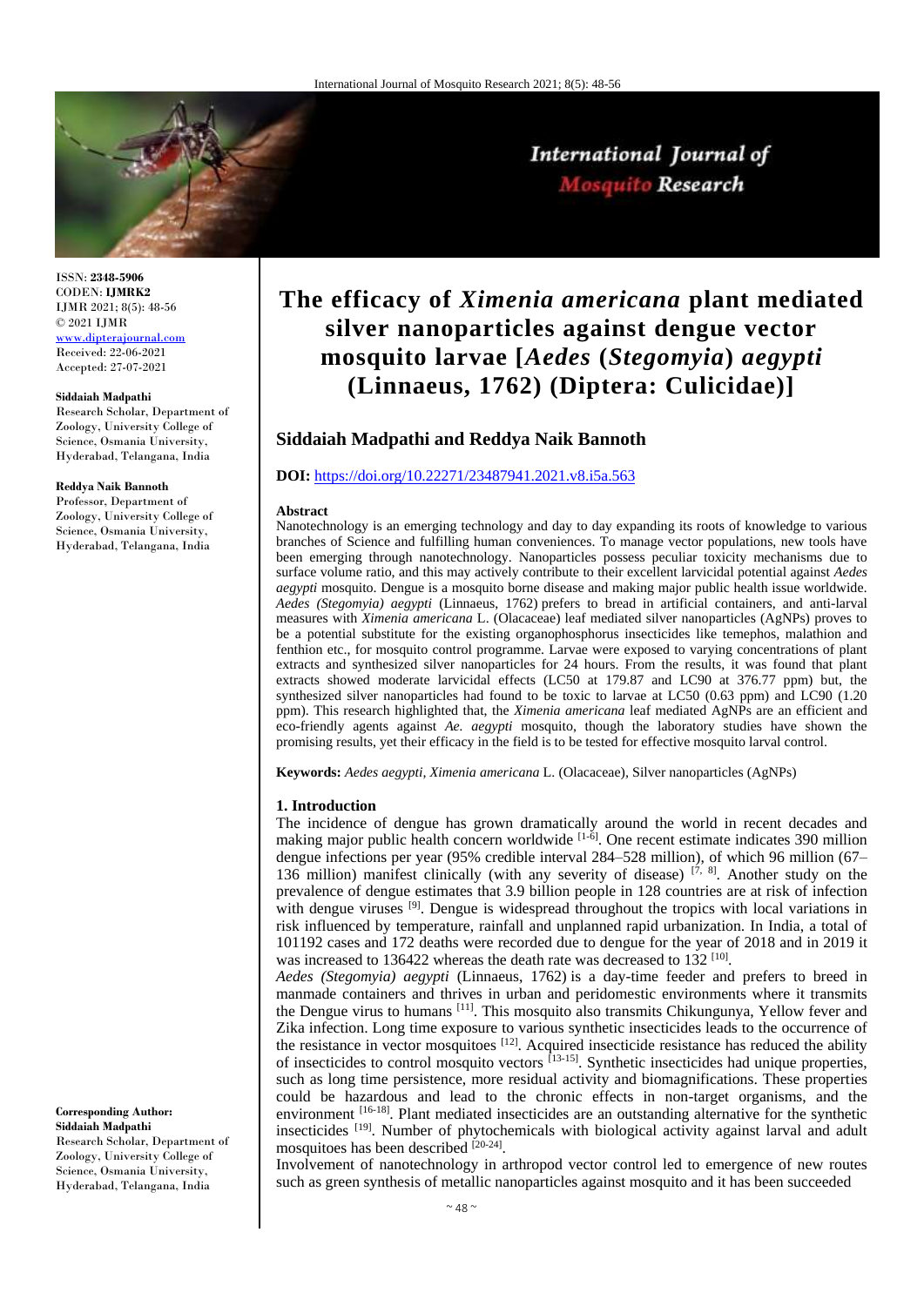ISSN: **2348-5906**
CODEN: **IJMRK2**
IJMR 2021; 8(5): 48-56
© 2021 IJMR
www.dipterajournal.com
Received: 22-06-2021
Accepted: 27-07-2021

**Siddaiah Madpathi**
Research Scholar, Department of Zoology, University College of Science, Osmania University, Hyderabad, Telangana, India

**Reddya Naik Bannoth**
Professor, Department of Zoology, University College of Science, Osmania University, Hyderabad, Telangana, India

**Corresponding Author:**
**Siddaiah Madpathi**
Research Scholar, Department of Zoology, University College of Science, Osmania University, Hyderabad, Telangana, India

# The efficacy of *Ximenia americana* plant mediated silver nanoparticles against dengue vector mosquito larvae [*Aedes* (*Stegomyia*) *aegypti* (Linnaeus, 1762) (Diptera: Culicidae)]

## Siddaiah Madpathi and Reddya Naik Bannoth

**DOI:** https://doi.org/10.22271/23487941.2021.v8.i5a.563

### Abstract

Nanotechnology is an emerging technology and day to day expanding its roots of knowledge to various branches of Science and fulfilling human conveniences. To manage vector populations, new tools have been emerging through nanotechnology. Nanoparticles possess peculiar toxicity mechanisms due to surface volume ratio, and this may actively contribute to their excellent larvicidal potential against *Aedes aegypti* mosquito. Dengue is a mosquito borne disease and making major public health issue worldwide. *Aedes (Stegomyia) aegypti* (Linnaeus, 1762) prefers to bread in artificial containers, and anti-larval measures with *Ximenia americana* L. (Olacaceae) leaf mediated silver nanoparticles (AgNPs) proves to be a potential substitute for the existing organophosphorus insecticides like temephos, malathion and fenthion etc., for mosquito control programme. Larvae were exposed to varying concentrations of plant extracts and synthesized silver nanoparticles for 24 hours. From the results, it was found that plant extracts showed moderate larvicidal effects (LC50 at 179.87 and LC90 at 376.77 ppm) but, the synthesized silver nanoparticles had found to be toxic to larvae at LC50 (0.63 ppm) and LC90 (1.20 ppm). This research highlighted that, the *Ximenia americana* leaf mediated AgNPs are an efficient and eco-friendly agents against *Ae. aegypti* mosquito, though the laboratory studies have shown the promising results, yet their efficacy in the field is to be tested for effective mosquito larval control.

**Keywords:** *Aedes aegypti, Ximenia americana* L. (Olacaceae), Silver nanoparticles (AgNPs)

### 1. Introduction

The incidence of dengue has grown dramatically around the world in recent decades and making major public health concern worldwide [1-6]. One recent estimate indicates 390 million dengue infections per year (95% credible interval 284–528 million), of which 96 million (67–136 million) manifest clinically (with any severity of disease) [7, 8]. Another study on the prevalence of dengue estimates that 3.9 billion people in 128 countries are at risk of infection with dengue viruses [9]. Dengue is widespread throughout the tropics with local variations in risk influenced by temperature, rainfall and unplanned rapid urbanization. In India, a total of 101192 cases and 172 deaths were recorded due to dengue for the year of 2018 and in 2019 it was increased to 136422 whereas the death rate was decreased to 132 [10].

*Aedes (Stegomyia) aegypti* (Linnaeus, 1762) is a day-time feeder and prefers to breed in manmade containers and thrives in urban and peridomestic environments where it transmits the Dengue virus to humans [11]. This mosquito also transmits Chikungunya, Yellow fever and Zika infection. Long time exposure to various synthetic insecticides leads to the occurrence of the resistance in vector mosquitoes [12]. Acquired insecticide resistance has reduced the ability of insecticides to control mosquito vectors [13-15]. Synthetic insecticides had unique properties, such as long time persistence, more residual activity and biomagnifications. These properties could be hazardous and lead to the chronic effects in non-target organisms, and the environment [16-18]. Plant mediated insecticides are an outstanding alternative for the synthetic insecticides [19]. Number of phytochemicals with biological activity against larval and adult mosquitoes has been described [20-24].

Involvement of nanotechnology in arthropod vector control led to emergence of new routes such as green synthesis of metallic nanoparticles against mosquito and it has been succeeded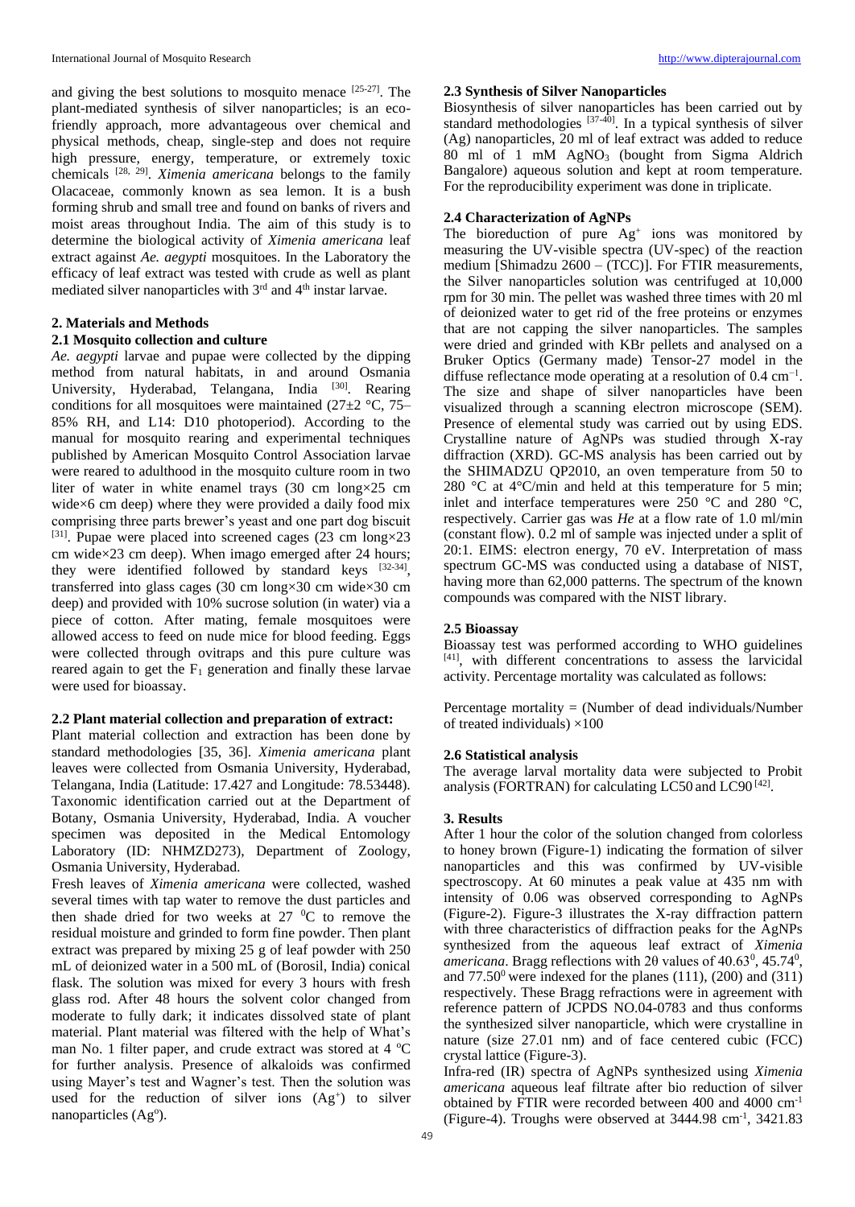and giving the best solutions to mosquito menace [25-27]. The plant-mediated synthesis of silver nanoparticles; is an eco-friendly approach, more advantageous over chemical and physical methods, cheap, single-step and does not require high pressure, energy, temperature, or extremely toxic chemicals [28, 29]. *Ximenia americana* belongs to the family Olacaceae, commonly known as sea lemon. It is a bush forming shrub and small tree and found on banks of rivers and moist areas throughout India. The aim of this study is to determine the biological activity of *Ximenia americana* leaf extract against *Ae. aegypti* mosquitoes. In the Laboratory the efficacy of leaf extract was tested with crude as well as plant mediated silver nanoparticles with 3rd and 4th instar larvae.

## 2. Materials and Methods

### 2.1 Mosquito collection and culture

*Ae. aegypti* larvae and pupae were collected by the dipping method from natural habitats, in and around Osmania University, Hyderabad, Telangana, India [30]. Rearing conditions for all mosquitoes were maintained (27±2 °C, 75–85% RH, and L14: D10 photoperiod). According to the manual for mosquito rearing and experimental techniques published by American Mosquito Control Association larvae were reared to adulthood in the mosquito culture room in two liter of water in white enamel trays (30 cm long×25 cm wide×6 cm deep) where they were provided a daily food mix comprising three parts brewer's yeast and one part dog biscuit [31]. Pupae were placed into screened cages (23 cm long×23 cm wide×23 cm deep). When imago emerged after 24 hours; they were identified followed by standard keys [32-34], transferred into glass cages (30 cm long×30 cm wide×30 cm deep) and provided with 10% sucrose solution (in water) via a piece of cotton. After mating, female mosquitoes were allowed access to feed on nude mice for blood feeding. Eggs were collected through ovitraps and this pure culture was reared again to get the $F_1$ generation and finally these larvae were used for bioassay.

### 2.2 Plant material collection and preparation of extract:

Plant material collection and extraction has been done by standard methodologies [35, 36]. *Ximenia americana* plant leaves were collected from Osmania University, Hyderabad, Telangana, India (Latitude: 17.427 and Longitude: 78.53448). Taxonomic identification carried out at the Department of Botany, Osmania University, Hyderabad, India. A voucher specimen was deposited in the Medical Entomology Laboratory (ID: NHMZD273), Department of Zoology, Osmania University, Hyderabad.

Fresh leaves of *Ximenia americana* were collected, washed several times with tap water to remove the dust particles and then shade dried for two weeks at 27 $^0$C to remove the residual moisture and grinded to form fine powder. Then plant extract was prepared by mixing 25 g of leaf powder with 250 mL of deionized water in a 500 mL of (Borosil, India) conical flask. The solution was mixed for every 3 hours with fresh glass rod. After 48 hours the solvent color changed from moderate to fully dark; it indicates dissolved state of plant material. Plant material was filtered with the help of What's man No. 1 filter paper, and crude extract was stored at 4 $^o$C for further analysis. Presence of alkaloids was confirmed using Mayer's test and Wagner's test. Then the solution was used for the reduction of silver ions ($Ag^+$) to silver nanoparticles ($Ag^o$).

### 2.3 Synthesis of Silver Nanoparticles

Biosynthesis of silver nanoparticles has been carried out by standard methodologies [37-40]. In a typical synthesis of silver (Ag) nanoparticles, 20 ml of leaf extract was added to reduce 80 ml of 1 mM $AgNO_3$ (bought from Sigma Aldrich Bangalore) aqueous solution and kept at room temperature. For the reproducibility experiment was done in triplicate.

### 2.4 Characterization of AgNPs

The bioreduction of pure $Ag^+$ ions was monitored by measuring the UV-visible spectra (UV-spec) of the reaction medium [Shimadzu 2600 – (TCC)]. For FTIR measurements, the Silver nanoparticles solution was centrifuged at 10,000 rpm for 30 min. The pellet was washed three times with 20 ml of deionized water to get rid of the free proteins or enzymes that are not capping the silver nanoparticles. The samples were dried and grinded with KBr pellets and analysed on a Bruker Optics (Germany made) Tensor-27 model in the diffuse reflectance mode operating at a resolution of 0.4 $cm^{-1}$. The size and shape of silver nanoparticles have been visualized through a scanning electron microscope (SEM). Presence of elemental study was carried out by using EDS. Crystalline nature of AgNPs was studied through X-ray diffraction (XRD). GC-MS analysis has been carried out by the SHIMADZU QP2010, an oven temperature from 50 to 280 °C at 4°C/min and held at this temperature for 5 min; inlet and interface temperatures were 250 °C and 280 °C, respectively. Carrier gas was *He* at a flow rate of 1.0 ml/min (constant flow). 0.2 ml of sample was injected under a split of 20:1. EIMS: electron energy, 70 eV. Interpretation of mass spectrum GC-MS was conducted using a database of NIST, having more than 62,000 patterns. The spectrum of the known compounds was compared with the NIST library.

### 2.5 Bioassay

Bioassay test was performed according to WHO guidelines [41], with different concentrations to assess the larvicidal activity. Percentage mortality was calculated as follows:

Percentage mortality = (Number of dead individuals/Number of treated individuals) ×100

### 2.6 Statistical analysis

The average larval mortality data were subjected to Probit analysis (FORTRAN) for calculating LC50 and LC90 [42].

## 3. Results

After 1 hour the color of the solution changed from colorless to honey brown (Figure-1) indicating the formation of silver nanoparticles and this was confirmed by UV-visible spectroscopy. At 60 minutes a peak value at 435 nm with intensity of 0.06 was observed corresponding to AgNPs (Figure-2). Figure-3 illustrates the X-ray diffraction pattern with three characteristics of diffraction peaks for the AgNPs synthesized from the aqueous leaf extract of *Ximenia americana*. Bragg reflections with 2θ values of 40.63$^0$, 45.74$^0$, and 77.50$^0$ were indexed for the planes (111), (200) and (311) respectively. These Bragg refractions were in agreement with reference pattern of JCPDS NO.04-0783 and thus conforms the synthesized silver nanoparticle, which were crystalline in nature (size 27.01 nm) and of face centered cubic (FCC) crystal lattice (Figure-3).

Infra-red (IR) spectra of AgNPs synthesized using *Ximenia americana* aqueous leaf filtrate after bio reduction of silver obtained by FTIR were recorded between 400 and 4000 $cm^{-1}$ (Figure-4). Troughs were observed at 3444.98 $cm^{-1}$, 3421.83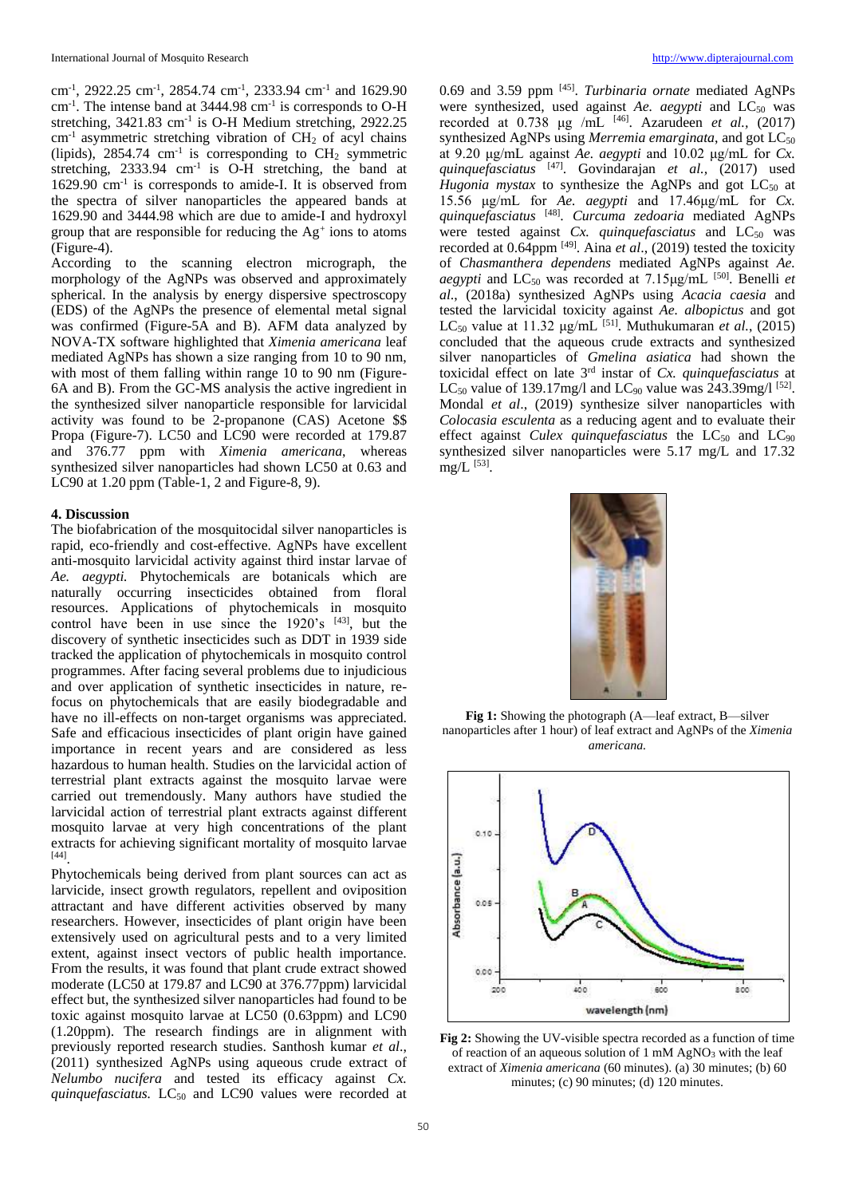$cm^{-1}$, 2922.25 $cm^{-1}$, 2854.74 $cm^{-1}$, 2333.94 $cm^{-1}$ and 1629.90 $cm^{-1}$. The intense band at 3444.98 $cm^{-1}$ is corresponds to O-H stretching, 3421.83 $cm^{-1}$ is O-H Medium stretching, 2922.25 $cm^{-1}$ asymmetric stretching vibration of $CH_2$ of acyl chains (lipids), 2854.74 $cm^{-1}$ is corresponding to $CH_2$ symmetric stretching, 2333.94 $cm^{-1}$ is O-H stretching, the band at 1629.90 $cm^{-1}$ is corresponds to amide-I. It is observed from the spectra of silver nanoparticles the appeared bands at 1629.90 and 3444.98 which are due to amide-I and hydroxyl group that are responsible for reducing the $Ag^+$ ions to atoms (Figure-4).

According to the scanning electron micrograph, the morphology of the AgNPs was observed and approximately spherical. In the analysis by energy dispersive spectroscopy (EDS) of the AgNPs the presence of elemental metal signal was confirmed (Figure-5A and B). AFM data analyzed by NOVA-TX software highlighted that *Ximenia americana* leaf mediated AgNPs has shown a size ranging from 10 to 90 nm, with most of them falling within range 10 to 90 nm (Figure-6A and B). From the GC-MS analysis the active ingredient in the synthesized silver nanoparticle responsible for larvicidal activity was found to be 2-propanone (CAS) Acetone $$ Propa (Figure-7). LC50 and LC90 were recorded at 179.87 and 376.77 ppm with *Ximenia americana*, whereas synthesized silver nanoparticles had shown LC50 at 0.63 and LC90 at 1.20 ppm (Table-1, 2 and Figure-8, 9).

## 4. Discussion

The biofabrication of the mosquitocidal silver nanoparticles is rapid, eco-friendly and cost-effective. AgNPs have excellent anti-mosquito larvicidal activity against third instar larvae of *Ae. aegypti.* Phytochemicals are botanicals which are naturally occurring insecticides obtained from floral resources. Applications of phytochemicals in mosquito control have been in use since the 1920's [43], but the discovery of synthetic insecticides such as DDT in 1939 side tracked the application of phytochemicals in mosquito control programmes. After facing several problems due to injudicious and over application of synthetic insecticides in nature, re-focus on phytochemicals that are easily biodegradable and have no ill-effects on non-target organisms was appreciated. Safe and efficacious insecticides of plant origin have gained importance in recent years and are considered as less hazardous to human health. Studies on the larvicidal action of terrestrial plant extracts against the mosquito larvae were carried out tremendously. Many authors have studied the larvicidal action of terrestrial plant extracts against different mosquito larvae at very high concentrations of the plant extracts for achieving significant mortality of mosquito larvae [44].

Phytochemicals being derived from plant sources can act as larvicide, insect growth regulators, repellent and oviposition attractant and have different activities observed by many researchers. However, insecticides of plant origin have been extensively used on agricultural pests and to a very limited extent, against insect vectors of public health importance. From the results, it was found that plant crude extract showed moderate (LC50 at 179.87 and LC90 at 376.77ppm) larvicidal effect but, the synthesized silver nanoparticles had found to be toxic against mosquito larvae at LC50 (0.63ppm) and LC90 (1.20ppm). The research findings are in alignment with previously reported research studies. Santhosh kumar *et al*., (2011) synthesized AgNPs using aqueous crude extract of *Nelumbo nucifera* and tested its efficacy against *Cx. quinquefasciatus.* $LC_{50}$ and LC90 values were recorded at 0.69 and 3.59 ppm [45]. *Turbinaria ornate* mediated AgNPs were synthesized, used against *Ae. aegypti* and $LC_{50}$ was recorded at 0.738 μg /mL [46]. Azarudeen *et al.*, (2017) synthesized AgNPs using *Merremia emarginata*, and got $LC_{50}$ at 9.20 μg/mL against *Ae. aegypti* and 10.02 μg/mL for *Cx. quinquefasciatus* [47]. Govindarajan *et al.*, (2017) used *Hugonia mystax* to synthesize the AgNPs and got $LC_{50}$ at 15.56 μg/mL for *Ae. aegypti* and 17.46μg/mL for *Cx. quinquefasciatus* [48]. *Curcuma zedoaria* mediated AgNPs were tested against *Cx. quinquefasciatus* and $LC_{50}$ was recorded at 0.64ppm [49]. Aina *et al*., (2019) tested the toxicity of *Chasmanthera dependens* mediated AgNPs against *Ae. aegypti* and $LC_{50}$ was recorded at 7.15μg/mL [50]. Benelli *et al*., (2018a) synthesized AgNPs using *Acacia caesia* and tested the larvicidal toxicity against *Ae. albopictus* and got $LC_{50}$ value at 11.32 μg/mL [51]. Muthukumaran *et al.*, (2015) concluded that the aqueous crude extracts and synthesized silver nanoparticles of *Gmelina asiatica* had shown the toxicidal effect on late 3rd instar of *Cx. quinquefasciatus* at $LC_{50}$ value of 139.17mg/l and $LC_{90}$ value was 243.39mg/l [52]. Mondal *et al*., (2019) synthesize silver nanoparticles with *Colocasia esculenta* as a reducing agent and to evaluate their effect against *Culex quinquefasciatus* the $LC_{50}$ and $LC_{90}$ synthesized silver nanoparticles were 5.17 mg/L and 17.32 mg/L [53].

**Fig 1:** Showing the photograph (A—leaf extract, B—silver nanoparticles after 1 hour) of leaf extract and AgNPs of the *Ximenia americana.*

**Fig 2:** Showing the UV-visible spectra recorded as a function of time of reaction of an aqueous solution of 1 mM $AgNO_3$ with the leaf extract of *Ximenia americana* (60 minutes). (a) 30 minutes; (b) 60 minutes; (c) 90 minutes; (d) 120 minutes.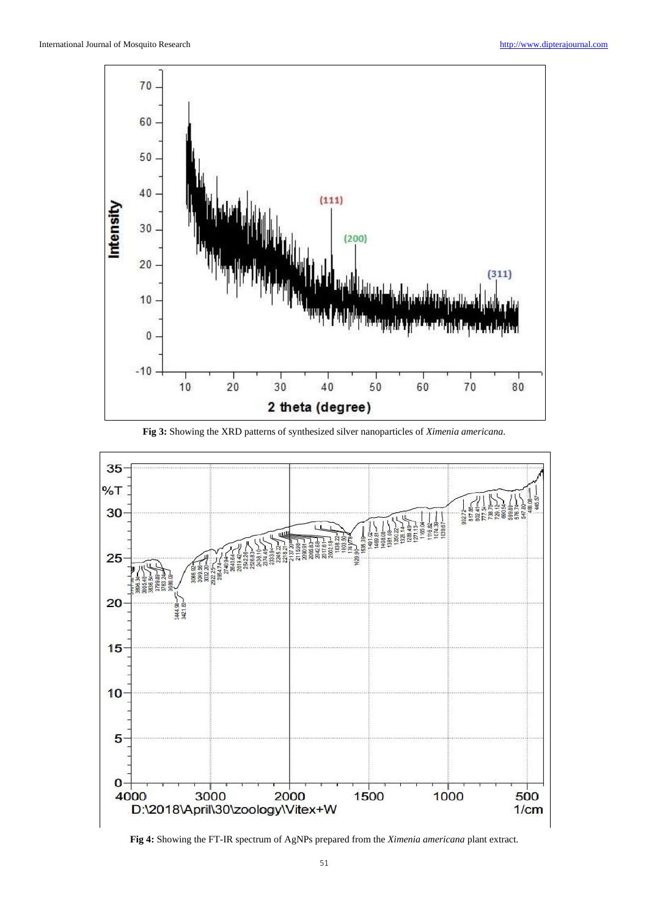**Fig 3:** Showing the XRD patterns of synthesized silver nanoparticles of *Ximenia americana.*

**Fig 4:** Showing the FT-IR spectrum of AgNPs prepared from the *Ximenia americana* plant extract.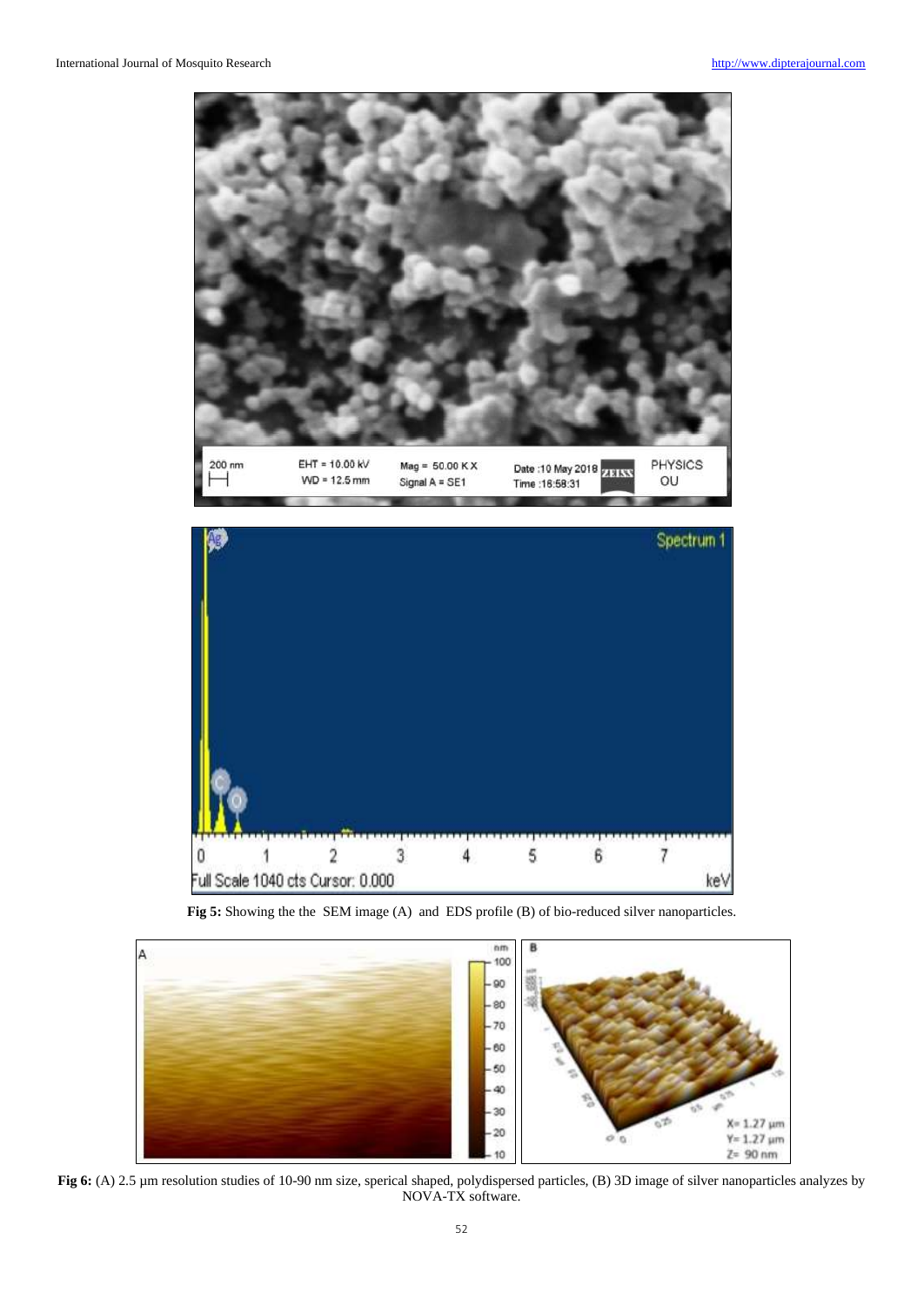**Fig 5:** Showing the the SEM image (A) and EDS profile (B) of bio-reduced silver nanoparticles.

**Fig 6:** (A) 2.5 µm resolution studies of 10-90 nm size, sperical shaped, polydispersed particles, (B) 3D image of silver nanoparticles analyzes by NOVA-TX software.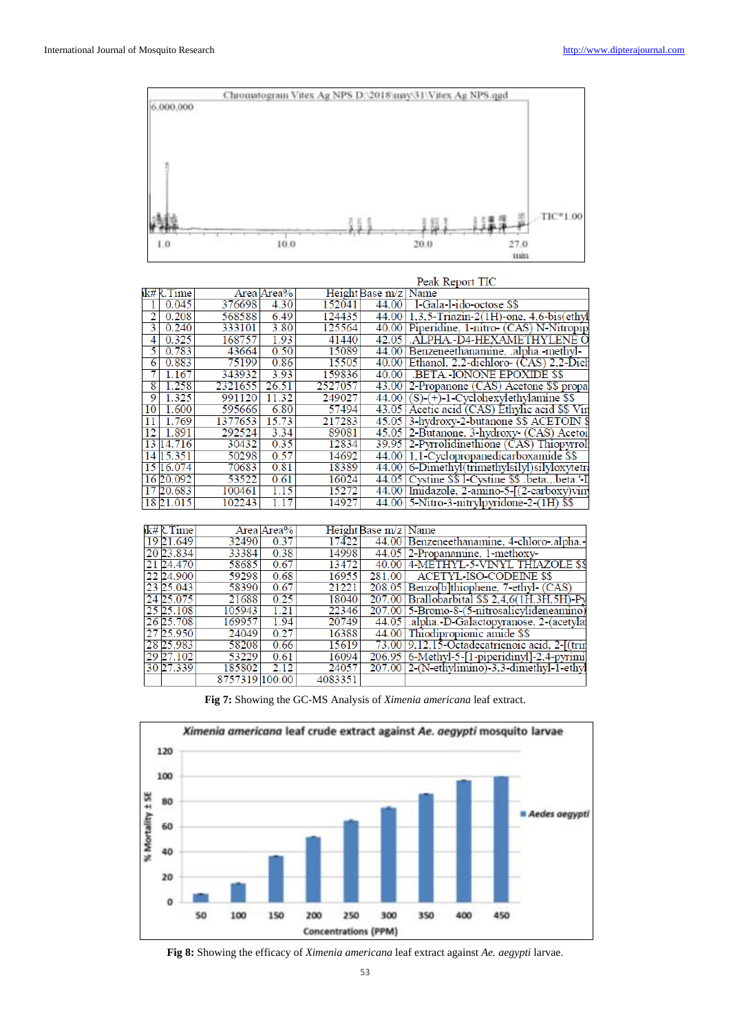Peak Report TIC

| Pk# | R.Time | Area | Area% | Height | Base m/z | Name |
|---|---|---|---|---|---|---|
| 1 | 0.045 | 376698 | 4.30 | 152041 | 44.00 | 1-Gala-l-ido-octose $$ |
| 2 | 0.208 | 568588 | 6.49 | 124435 | 44.00 | 1,3,5-Triazin-2(1H)-one, 4,6-bis(ethyl |
| 3 | 0.240 | 333101 | 3.80 | 125564 | 40.00 | Piperidine, 1-nitro- (CAS) N-Nitropip |
| 4 | 0.325 | 168757 | 1.93 | 41440 | 42.05 | .ALPHA.-D4-HEXAMETHYLENE O |
| 5 | 0.783 | 43664 | 0.50 | 15089 | 44.00 | Benzeneethanamine, .alpha.-methyl- |
| 6 | 0.883 | 75199 | 0.86 | 15505 | 40.00 | Ethanol, 2,2-dichloro- (CAS) 2,2-Dicl |
| 7 | 1.167 | 343932 | 3.93 | 159836 | 40.00 | .BETA.-IONONE EPOXIDE $$ |
| 8 | 1.258 | 2321655 | 26.51 | 2527057 | 43.00 | 2-Propanone (CAS) Acetone $$ propa |
| 9 | 1.325 | 991120 | 11.32 | 249027 | 44.00 | (S)-(+)-1-Cyclohexylethylamine $$ |
| 10 | 1.600 | 595666 | 6.80 | 57494 | 43.05 | Acetic acid (CAS) Ethylic acid $$ Vin |
| 11 | 1.769 | 1377653 | 15.73 | 217283 | 45.05 | 3-hydroxy-2-butanone $$ ACETOIN $ |
| 12 | 1.891 | 292524 | 3.34 | 89081 | 45.05 | 2-Butanone, 3-hydroxy- (CAS) Acetoi |
| 13 | 14.716 | 30432 | 0.35 | 12834 | 39.95 | 2-Pyrrolidinethione (CAS) Thiopyrrol |
| 14 | 15.351 | 50298 | 0.57 | 14692 | 44.00 | 1,1-Cyclopropanedicarboxamide $$ |
| 15 | 16.074 | 70683 | 0.81 | 18389 | 44.00 | 6-Dimethyl(trimethylsilyl)silyloxytetra |
| 16 | 20.092 | 53522 | 0.61 | 16024 | 44.05 | Cystine $$ l-Cystine $$ .beta.,.beta.'-I |
| 17 | 20.683 | 100461 | 1.15 | 15272 | 44.00 | Imidazole, 2-amino-5-[(2-carboxy)vin |
| 18 | 21.015 | 102243 | 1.17 | 14927 | 44.00 | 5-Nitro-3-nitrylpyridone-2-(1H) $$ |
| 19 | 21.649 | 32490 | 0.37 | 17422 | 44.00 | Benzeneethanamine, 4-chloro-.alpha.- |
| 20 | 23.834 | 33384 | 0.38 | 14998 | 44.05 | 2-Propanamine, 1-methoxy- |
| 21 | 24.470 | 58685 | 0.67 | 13472 | 40.00 | 4-METHYL-5-VINYL THIAZOLE $$ |
| 22 | 24.900 | 59298 | 0.68 | 16955 | 281.00 | ACETYL-ISO-CODEINE $$ |
| 23 | 25.043 | 58390 | 0.67 | 21221 | 208.05 | Benzo[b]thiophene, 7-ethyl- (CAS) |
| 24 | 25.075 | 21688 | 0.25 | 18040 | 207.00 | Brallobarbital $$ 2,4,6(1H,3H,5H)-Py |
| 25 | 25.108 | 105943 | 1.21 | 22346 | 207.00 | 5-Bromo-8-(5-nitrosalicylideneamino) |
| 26 | 25.708 | 169957 | 1.94 | 20749 | 44.05 | .alpha.-D-Galactopyranose, 2-(acetyla |
| 27 | 25.950 | 24049 | 0.27 | 16388 | 44.00 | Thiodipropionic amide $$ |
| 28 | 25.983 | 58208 | 0.66 | 15619 | 73.00 | 9,12,15-Octadecatrienoic acid, 2-[(trin |
| 29 | 27.102 | 53229 | 0.61 | 16094 | 206.95 | 6-Methyl-5-[1-piperidinyl]-2,4-pyrimi |
| 30 | 27.339 | 185802 | 2.12 | 24057 | 207.00 | 2-(N-ethylimino)-3,3-dimethyl-1-ethyl |
| | | 8757319 | 100.00 | 4083351 | | |

**Fig 7:** Showing the GC-MS Analysis of *Ximenia americana* leaf extract.

**Fig 8:** Showing the efficacy of *Ximenia americana* leaf extract against *Ae. aegypti* larvae.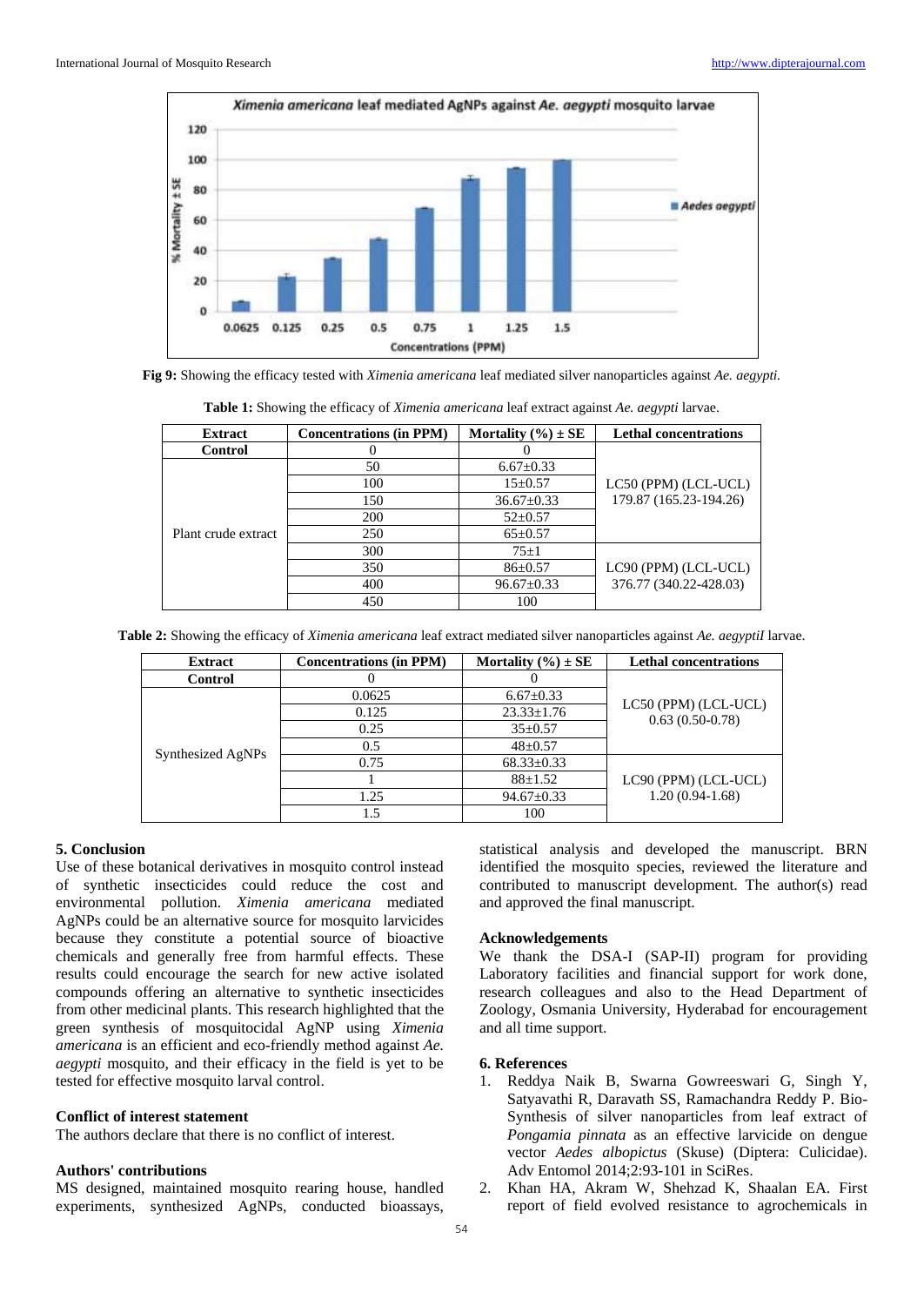**Fig 9:** Showing the efficacy tested with *Ximenia americana* leaf mediated silver nanoparticles against *Ae. aegypti.*

**Table 1:** Showing the efficacy of *Ximenia americana* leaf extract against *Ae. aegypti* larvae.

| Extract | Concentrations (in PPM) | Mortality (%) ± SE | Lethal concentrations |
|---|---|---|---|
| **Control** | 0 | 0 | LC50 (PPM) (LCL-UCL) 179.87 (165.23-194.26) |
| Plant crude extract | 50 | 6.67±0.33 | |
| | 100 | 15±0.57 | |
| | 150 | 36.67±0.33 | |
| | 200 | 52±0.57 | |
| | 250 | 65±0.57 | |
| | 300 | 75±1 | LC90 (PPM) (LCL-UCL) 376.77 (340.22-428.03) |
| | 350 | 86±0.57 | |
| | 400 | 96.67±0.33 | |
| | 450 | 100 | |

**Table 2:** Showing the efficacy of *Ximenia americana* leaf extract mediated silver nanoparticles against *Ae. aegyptiI* larvae.

| Extract | Concentrations (in PPM) | Mortality (%) ± SE | Lethal concentrations |
|---|---|---|---|
| **Control** | 0 | 0 | LC50 (PPM) (LCL-UCL) 0.63 (0.50-0.78) |
| Synthesized AgNPs | 0.0625 | 6.67±0.33 | |
| | 0.125 | 23.33±1.76 | |
| | 0.25 | 35±0.57 | |
| | 0.5 | 48±0.57 | |
| | 0.75 | 68.33±0.33 | LC90 (PPM) (LCL-UCL) 1.20 (0.94-1.68) |
| | 1 | 88±1.52 | |
| | 1.25 | 94.67±0.33 | |
| | 1.5 | 100 | |

## 5. Conclusion

Use of these botanical derivatives in mosquito control instead of synthetic insecticides could reduce the cost and environmental pollution. *Ximenia americana* mediated AgNPs could be an alternative source for mosquito larvicides because they constitute a potential source of bioactive chemicals and generally free from harmful effects. These results could encourage the search for new active isolated compounds offering an alternative to synthetic insecticides from other medicinal plants. This research highlighted that the green synthesis of mosquitocidal AgNP using *Ximenia americana* is an efficient and eco-friendly method against *Ae. aegypti* mosquito, and their efficacy in the field is yet to be tested for effective mosquito larval control.

### Conflict of interest statement

The authors declare that there is no conflict of interest.

### Authors' contributions

MS designed, maintained mosquito rearing house, handled experiments, synthesized AgNPs, conducted bioassays, statistical analysis and developed the manuscript. BRN identified the mosquito species, reviewed the literature and contributed to manuscript development. The author(s) read and approved the final manuscript.

### Acknowledgements

We thank the DSA-I (SAP-II) program for providing Laboratory facilities and financial support for work done, research colleagues and also to the Head Department of Zoology, Osmania University, Hyderabad for encouragement and all time support.

## 6. References

1. Reddya Naik B, Swarna Gowreeswari G, Singh Y, Satyavathi R, Daravath SS, Ramachandra Reddy P. Bio-Synthesis of silver nanoparticles from leaf extract of *Pongamia pinnata* as an effective larvicide on dengue vector *Aedes albopictus* (Skuse) (Diptera: Culicidae). Adv Entomol 2014;2:93-101 in SciRes.
2. Khan HA, Akram W, Shehzad K, Shaalan EA. First report of field evolved resistance to agrochemicals in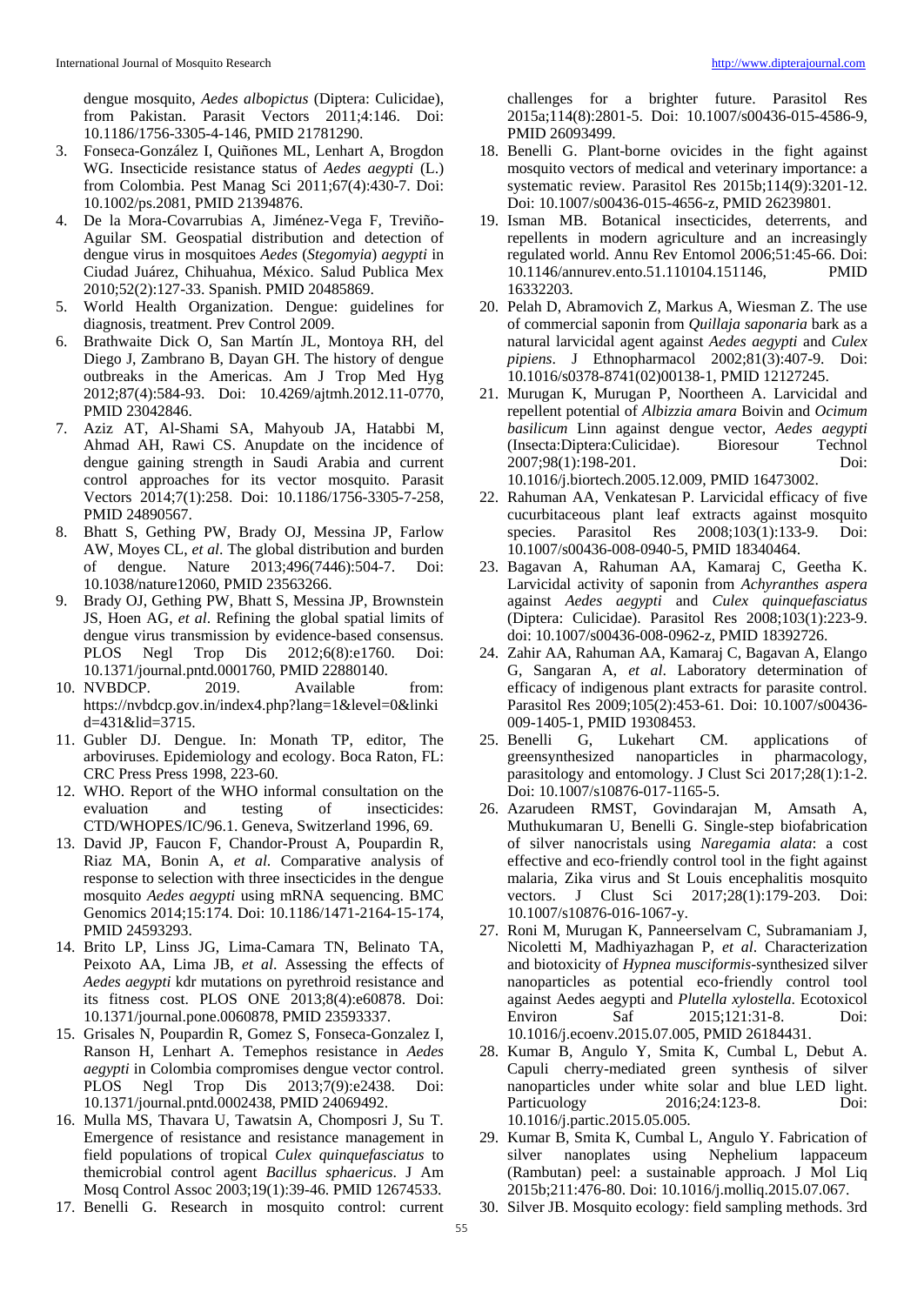dengue mosquito, *Aedes albopictus* (Diptera: Culicidae), from Pakistan. Parasit Vectors 2011;4:146. Doi: 10.1186/1756-3305-4-146, PMID 21781290.

3. Fonseca-González I, Quiñones ML, Lenhart A, Brogdon WG. Insecticide resistance status of *Aedes aegypti* (L.) from Colombia. Pest Manag Sci 2011;67(4):430-7. Doi: 10.1002/ps.2081, PMID 21394876.
4. De la Mora-Covarrubias A, Jiménez-Vega F, Treviño-Aguilar SM. Geospatial distribution and detection of dengue virus in mosquitoes *Aedes* (*Stegomyia*) *aegypti* in Ciudad Juárez, Chihuahua, México. Salud Publica Mex 2010;52(2):127-33. Spanish. PMID 20485869.
5. World Health Organization. Dengue: guidelines for diagnosis, treatment. Prev Control 2009.
6. Brathwaite Dick O, San Martín JL, Montoya RH, del Diego J, Zambrano B, Dayan GH. The history of dengue outbreaks in the Americas. Am J Trop Med Hyg 2012;87(4):584-93. Doi: 10.4269/ajtmh.2012.11-0770, PMID 23042846.
7. Aziz AT, Al-Shami SA, Mahyoub JA, Hatabbi M, Ahmad AH, Rawi CS. Anupdate on the incidence of dengue gaining strength in Saudi Arabia and current control approaches for its vector mosquito. Parasit Vectors 2014;7(1):258. Doi: 10.1186/1756-3305-7-258, PMID 24890567.
8. Bhatt S, Gething PW, Brady OJ, Messina JP, Farlow AW, Moyes CL, *et al*. The global distribution and burden of dengue. Nature 2013;496(7446):504-7. Doi: 10.1038/nature12060, PMID 23563266.
9. Brady OJ, Gething PW, Bhatt S, Messina JP, Brownstein JS, Hoen AG, *et al*. Refining the global spatial limits of dengue virus transmission by evidence-based consensus. PLOS Negl Trop Dis 2012;6(8):e1760. Doi: 10.1371/journal.pntd.0001760, PMID 22880140.
10. NVBDCP. 2019. Available from: https://nvbdcp.gov.in/index4.php?lang=1&level=0&linkid=431&lid=3715.
11. Gubler DJ. Dengue. In: Monath TP, editor, The arboviruses. Epidemiology and ecology. Boca Raton, FL: CRC Press Press 1998, 223-60.
12. WHO. Report of the WHO informal consultation on the evaluation and testing of insecticides: CTD/WHOPES/IC/96.1. Geneva, Switzerland 1996, 69.
13. David JP, Faucon F, Chandor-Proust A, Poupardin R, Riaz MA, Bonin A, *et al*. Comparative analysis of response to selection with three insecticides in the dengue mosquito *Aedes aegypti* using mRNA sequencing. BMC Genomics 2014;15:174. Doi: 10.1186/1471-2164-15-174, PMID 24593293.
14. Brito LP, Linss JG, Lima-Camara TN, Belinato TA, Peixoto AA, Lima JB, *et al*. Assessing the effects of *Aedes aegypti* kdr mutations on pyrethroid resistance and its fitness cost. PLOS ONE 2013;8(4):e60878. Doi: 10.1371/journal.pone.0060878, PMID 23593337.
15. Grisales N, Poupardin R, Gomez S, Fonseca-Gonzalez I, Ranson H, Lenhart A. Temephos resistance in *Aedes aegypti* in Colombia compromises dengue vector control. PLOS Negl Trop Dis 2013;7(9):e2438. Doi: 10.1371/journal.pntd.0002438, PMID 24069492.
16. Mulla MS, Thavara U, Tawatsin A, Chomposri J, Su T. Emergence of resistance and resistance management in field populations of tropical *Culex quinquefasciatus* to themicrobial control agent *Bacillus sphaericus*. J Am Mosq Control Assoc 2003;19(1):39-46. PMID 12674533.
17. Benelli G. Research in mosquito control: current challenges for a brighter future. Parasitol Res 2015a;114(8):2801-5. Doi: 10.1007/s00436-015-4586-9, PMID 26093499.
18. Benelli G. Plant-borne ovicides in the fight against mosquito vectors of medical and veterinary importance: a systematic review. Parasitol Res 2015b;114(9):3201-12. Doi: 10.1007/s00436-015-4656-z, PMID 26239801.
19. Isman MB. Botanical insecticides, deterrents, and repellents in modern agriculture and an increasingly regulated world. Annu Rev Entomol 2006;51:45-66. Doi: 10.1146/annurev.ento.51.110104.151146, PMID 16332203.
20. Pelah D, Abramovich Z, Markus A, Wiesman Z. The use of commercial saponin from *Quillaja saponaria* bark as a natural larvicidal agent against *Aedes aegypti* and *Culex pipiens*. J Ethnopharmacol 2002;81(3):407-9. Doi: 10.1016/s0378-8741(02)00138-1, PMID 12127245.
21. Murugan K, Murugan P, Noortheen A. Larvicidal and repellent potential of *Albizzia amara* Boivin and *Ocimum basilicum* Linn against dengue vector, *Aedes aegypti* (Insecta:Diptera:Culicidae). Bioresour Technol 2007;98(1):198-201. Doi: 10.1016/j.biortech.2005.12.009, PMID 16473002.
22. Rahuman AA, Venkatesan P. Larvicidal efficacy of five cucurbitaceous plant leaf extracts against mosquito species. Parasitol Res 2008;103(1):133-9. Doi: 10.1007/s00436-008-0940-5, PMID 18340464.
23. Bagavan A, Rahuman AA, Kamaraj C, Geetha K. Larvicidal activity of saponin from *Achyranthes aspera* against *Aedes aegypti* and *Culex quinquefasciatus* (Diptera: Culicidae). Parasitol Res 2008;103(1):223-9. doi: 10.1007/s00436-008-0962-z, PMID 18392726.
24. Zahir AA, Rahuman AA, Kamaraj C, Bagavan A, Elango G, Sangaran A, *et al*. Laboratory determination of efficacy of indigenous plant extracts for parasite control. Parasitol Res 2009;105(2):453-61. Doi: 10.1007/s00436-009-1405-1, PMID 19308453.
25. Benelli G, Lukehart CM. applications of greensynthesized nanoparticles in pharmacology, parasitology and entomology. J Clust Sci 2017;28(1):1-2. Doi: 10.1007/s10876-017-1165-5.
26. Azarudeen RMST, Govindarajan M, Amsath A, Muthukumaran U, Benelli G. Single-step biofabrication of silver nanocristals using *Naregamia alata*: a cost effective and eco-friendly control tool in the fight against malaria, Zika virus and St Louis encephalitis mosquito vectors. J Clust Sci 2017;28(1):179-203. Doi: 10.1007/s10876-016-1067-y.
27. Roni M, Murugan K, Panneerselvam C, Subramaniam J, Nicoletti M, Madhiyazhagan P, *et al*. Characterization and biotoxicity of *Hypnea musciformis*-synthesized silver nanoparticles as potential eco-friendly control tool against Aedes aegypti and *Plutella xylostella*. Ecotoxicol Environ Saf 2015;121:31-8. Doi: 10.1016/j.ecoenv.2015.07.005, PMID 26184431.
28. Kumar B, Angulo Y, Smita K, Cumbal L, Debut A. Capuli cherry-mediated green synthesis of silver nanoparticles under white solar and blue LED light. Particuology 2016;24:123-8. Doi: 10.1016/j.partic.2015.05.005.
29. Kumar B, Smita K, Cumbal L, Angulo Y. Fabrication of silver nanoplates using Nephelium lappaceum (Rambutan) peel: a sustainable approach. J Mol Liq 2015b;211:476-80. Doi: 10.1016/j.molliq.2015.07.067.
30. Silver JB. Mosquito ecology: field sampling methods. 3rd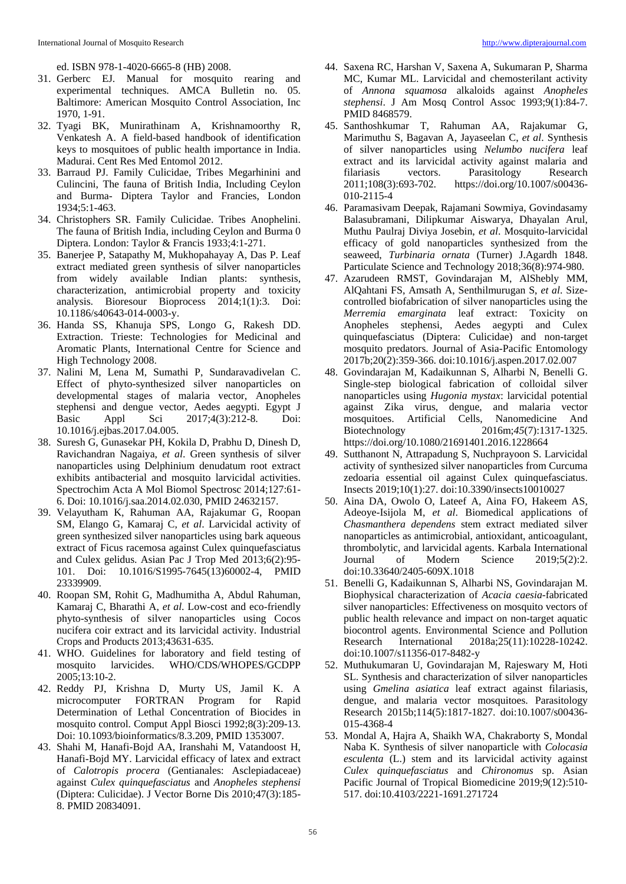ed. ISBN 978-1-4020-6665-8 (HB) 2008.

31. Gerberc EJ. Manual for mosquito rearing and experimental techniques. AMCA Bulletin no. 05. Baltimore: American Mosquito Control Association, Inc 1970, 1-91.
32. Tyagi BK, Munirathinam A, Krishnamoorthy R, Venkatesh A. A field-based handbook of identification keys to mosquitoes of public health importance in India. Madurai. Cent Res Med Entomol 2012.
33. Barraud PJ. Family Culicidae, Tribes Megarhinini and Culincini, The fauna of British India, Including Ceylon and Burma- Diptera Taylor and Francies, London 1934;5:1-463.
34. Christophers SR. Family Culicidae. Tribes Anophelini. The fauna of British India, including Ceylon and Burma 0 Diptera. London: Taylor & Francis 1933;4:1-271.
35. Banerjee P, Satapathy M, Mukhopahayay A, Das P. Leaf extract mediated green synthesis of silver nanoparticles from widely available Indian plants: synthesis, characterization, antimicrobial property and toxicity analysis. Bioresour Bioprocess 2014;1(1):3. Doi: 10.1186/s40643-014-0003-y.
36. Handa SS, Khanuja SPS, Longo G, Rakesh DD. Extraction. Trieste: Technologies for Medicinal and Aromatic Plants, International Centre for Science and High Technology 2008.
37. Nalini M, Lena M, Sumathi P, Sundaravadivelan C. Effect of phyto-synthesized silver nanoparticles on developmental stages of malaria vector, Anopheles stephensi and dengue vector, Aedes aegypti. Egypt J Basic Appl Sci 2017;4(3):212-8. Doi: 10.1016/j.ejbas.2017.04.005.
38. Suresh G, Gunasekar PH, Kokila D, Prabhu D, Dinesh D, Ravichandran Nagaiya, *et al*. Green synthesis of silver nanoparticles using Delphinium denudatum root extract exhibits antibacterial and mosquito larvicidal activities. Spectrochim Acta A Mol Biomol Spectrosc 2014;127:61-6. Doi: 10.1016/j.saa.2014.02.030, PMID 24632157.
39. Velayutham K, Rahuman AA, Rajakumar G, Roopan SM, Elango G, Kamaraj C, *et al*. Larvicidal activity of green synthesized silver nanoparticles using bark aqueous extract of Ficus racemosa against Culex quinquefasciatus and Culex gelidus. Asian Pac J Trop Med 2013;6(2):95-101. Doi: 10.1016/S1995-7645(13)60002-4, PMID 23339909.
40. Roopan SM, Rohit G, Madhumitha A, Abdul Rahuman, Kamaraj C, Bharathi A, *et al*. Low-cost and eco-friendly phyto-synthesis of silver nanoparticles using Cocos nucifera coir extract and its larvicidal activity. Industrial Crops and Products 2013;43631-635.
41. WHO. Guidelines for laboratory and field testing of mosquito larvicides. WHO/CDS/WHOPES/GCDPP 2005;13:10-2.
42. Reddy PJ, Krishna D, Murty US, Jamil K. A microcomputer FORTRAN Program for Rapid Determination of Lethal Concentration of Biocides in mosquito control. Comput Appl Biosci 1992;8(3):209-13. Doi: 10.1093/bioinformatics/8.3.209, PMID 1353007.
43. Shahi M, Hanafi-Bojd AA, Iranshahi M, Vatandoost H, Hanafi-Bojd MY. Larvicidal efficacy of latex and extract of *Calotropis procera* (Gentianales: Asclepiadaceae) against *Culex quinquefasciatus* and *Anopheles stephensi* (Diptera: Culicidae). J Vector Borne Dis 2010;47(3):185-8. PMID 20834091.
44. Saxena RC, Harshan V, Saxena A, Sukumaran P, Sharma MC, Kumar ML. Larvicidal and chemosterilant activity of *Annona squamosa* alkaloids against *Anopheles stephensi*. J Am Mosq Control Assoc 1993;9(1):84-7. PMID 8468579.
45. Santhoshkumar T, Rahuman AA, Rajakumar G, Marimuthu S, Bagavan A, Jayaseelan C, *et al*. Synthesis of silver nanoparticles using *Nelumbo nucifera* leaf extract and its larvicidal activity against malaria and filariasis vectors. Parasitology Research 2011;108(3):693-702. https://doi.org/10.1007/s00436-010-2115-4
46. Paramasivam Deepak, Rajamani Sowmiya, Govindasamy Balasubramani, Dilipkumar Aiswarya, Dhayalan Arul, Muthu Paulraj Diviya Josebin, *et al*. Mosquito-larvicidal efficacy of gold nanoparticles synthesized from the seaweed, *Turbinaria ornata* (Turner) J.Agardh 1848. Particulate Science and Technology 2018;36(8):974-980.
47. Azarudeen RMST, Govindarajan M, AlShebly MM, AlQahtani FS, Amsath A, Senthilmurugan S, *et al*. Size-controlled biofabrication of silver nanoparticles using the *Merremia emarginata* leaf extract: Toxicity on Anopheles stephensi, Aedes aegypti and Culex quinquefasciatus (Diptera: Culicidae) and non-target mosquito predators. Journal of Asia-Pacific Entomology 2017b;20(2):359-366. doi:10.1016/j.aspen.2017.02.007
48. Govindarajan M, Kadaikunnan S, Alharbi N, Benelli G. Single-step biological fabrication of colloidal silver nanoparticles using *Hugonia mystax*: larvicidal potential against Zika virus, dengue, and malaria vector mosquitoes. Artificial Cells, Nanomedicine And Biotechnology 2016m;*45*(7):1317-1325. https://doi.org/10.1080/21691401.2016.1228664
49. Sutthanont N, Attrapadung S, Nuchprayoon S. Larvicidal activity of synthesized silver nanoparticles from Curcuma zedoaria essential oil against Culex quinquefasciatus. Insects 2019;10(1):27. doi:10.3390/insects10010027
50. Aina DA, Owolo O, Lateef A, Aina FO, Hakeem AS, Adeoye-Isijola M, *et al*. Biomedical applications of *Chasmanthera dependens* stem extract mediated silver nanoparticles as antimicrobial, antioxidant, anticoagulant, thrombolytic, and larvicidal agents. Karbala International Journal of Modern Science 2019;5(2):2. doi:10.33640/2405-609X.1018
51. Benelli G, Kadaikunnan S, Alharbi NS, Govindarajan M. Biophysical characterization of *Acacia caesia*-fabricated silver nanoparticles: Effectiveness on mosquito vectors of public health relevance and impact on non-target aquatic biocontrol agents. Environmental Science and Pollution Research International 2018a;25(11):10228-10242. doi:10.1007/s11356-017-8482-y
52. Muthukumaran U, Govindarajan M, Rajeswary M, Hoti SL. Synthesis and characterization of silver nanoparticles using *Gmelina asiatica* leaf extract against filariasis, dengue, and malaria vector mosquitoes. Parasitology Research 2015b;114(5):1817-1827. doi:10.1007/s00436-015-4368-4
53. Mondal A, Hajra A, Shaikh WA, Chakraborty S, Mondal Naba K. Synthesis of silver nanoparticle with *Colocasia esculenta* (L.) stem and its larvicidal activity against *Culex quinquefasciatus* and *Chironomus* sp. Asian Pacific Journal of Tropical Biomedicine 2019;9(12):510-517. doi:10.4103/2221-1691.271724